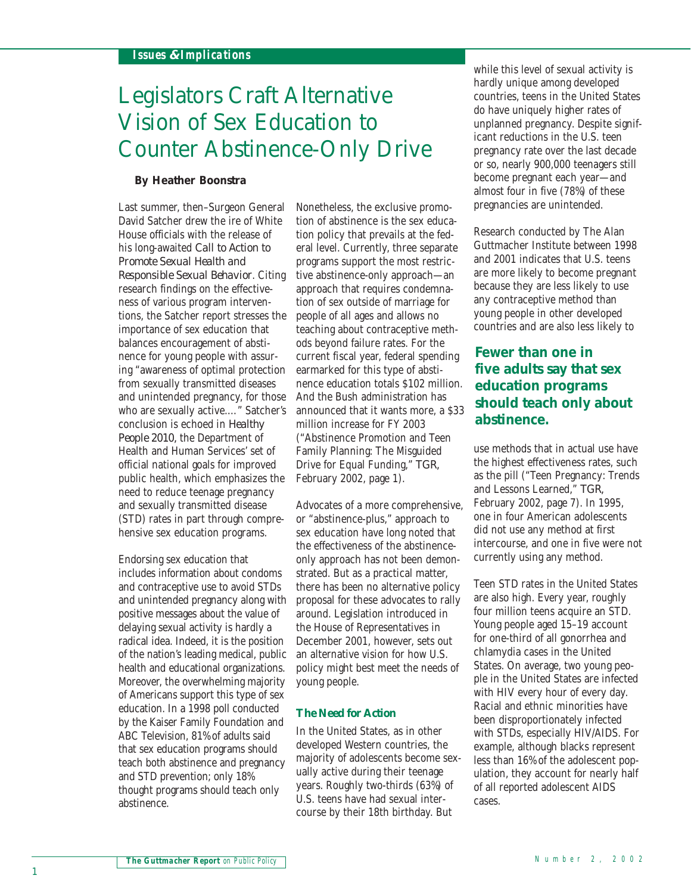*Issues & Implications*

# Legislators Craft Alternative Vision of Sex Education to Counter Abstinence-Only Drive

**By Heather Boonstra**

Last summer, then–Surgeon General David Satcher drew the ire of White House officials with the release of his long-awaited *Call to Action to Promote Sexual Health and Responsible Sexual Behavior*. Citing research findings on the effectiveness of various program interventions, the Satcher report stresses the importance of sex education that balances encouragement of abstinence for young people with assuring "awareness of optimal protection from sexually transmitted diseases and unintended pregnancy, for those who are sexually active…." Satcher's conclusion is echoed in *Healthy People 2010*, the Department of Health and Human Services' set of official national goals for improved public health, which emphasizes the need to reduce teenage pregnancy and sexually transmitted disease (STD) rates in part through comprehensive sex education programs.

Endorsing sex education that includes information about condoms and contraceptive use to avoid STDs and unintended pregnancy along with positive messages about the value of delaying sexual activity is hardly a radical idea. Indeed, it is the position of the nation's leading medical, public health and educational organizations. Moreover, the overwhelming majority of Americans support this type of sex education. In a 1998 poll conducted by the Kaiser Family Foundation and ABC Television, 81% of adults said that sex education programs should teach both abstinence and pregnancy and STD prevention; only 18% thought programs should teach only abstinence.

Nonetheless, the exclusive promotion of abstinence is the sex education policy that prevails at the federal level. Currently, three separate programs support the most restrictive abstinence-only approach—an approach that requires condemnation of sex outside of marriage for people of all ages and allows no teaching about contraceptive methods beyond failure rates. For the current fiscal year, federal spending earmarked for this type of abstinence education totals $102 million. And the Bush administration has announced that it wants more, a $33 million increase for FY 2003 ("Abstinence Promotion and Teen Family Planning: The Misguided Drive for Equal Funding," *TGR*, February 2002, page 1).

Advocates of a more comprehensive, or "abstinence-plus," approach to sex education have long noted that the effectiveness of the abstinence-only approach has not been demonstrated. But as a practical matter, there has been no alternative policy proposal for these advocates to rally around. Legislation introduced in the House of Representatives in December 2001, however, sets out an alternative vision for how U.S. policy might best meet the needs of young people.

## The Need for Action

In the United States, as in other developed Western countries, the majority of adolescents become sexually active during their teenage years. Roughly two-thirds (63%) of U.S. teens have had sexual intercourse by their 18th birthday. But while this level of sexual activity is hardly unique among developed countries, teens in the United States do have uniquely higher rates of unplanned pregnancy. Despite significant reductions in the U.S. teen pregnancy rate over the last decade or so, nearly 900,000 teenagers still become pregnant each year—and almost four in five (78%) of these pregnancies are unintended.

Research conducted by The Alan Guttmacher Institute between 1998 and 2001 indicates that U.S. teens are more likely to become pregnant because they are less likely to use any contraceptive method than young people in other developed countries and are also less likely to use methods that in actual use have the highest effectiveness rates, such as the pill ("Teen Pregnancy: Trends and Lessons Learned," *TGR*, February 2002, page 7). In 1995, one in four American adolescents did not use any method at first intercourse, and one in five were not currently using any method.

**Fewer than one in five adults say that sex education programs should teach only about abstinence.**

Teen STD rates in the United States are also high. Every year, roughly four million teens acquire an STD. Young people aged 15–19 account for one-third of all gonorrhea and chlamydia cases in the United States. On average, two young people in the United States are infected with HIV every hour of every day. Racial and ethnic minorities have been disproportionately infected with STDs, especially HIV/AIDS. For example, although blacks represent less than 16% of the adolescent population, they account for nearly half of all reported adolescent AIDS cases.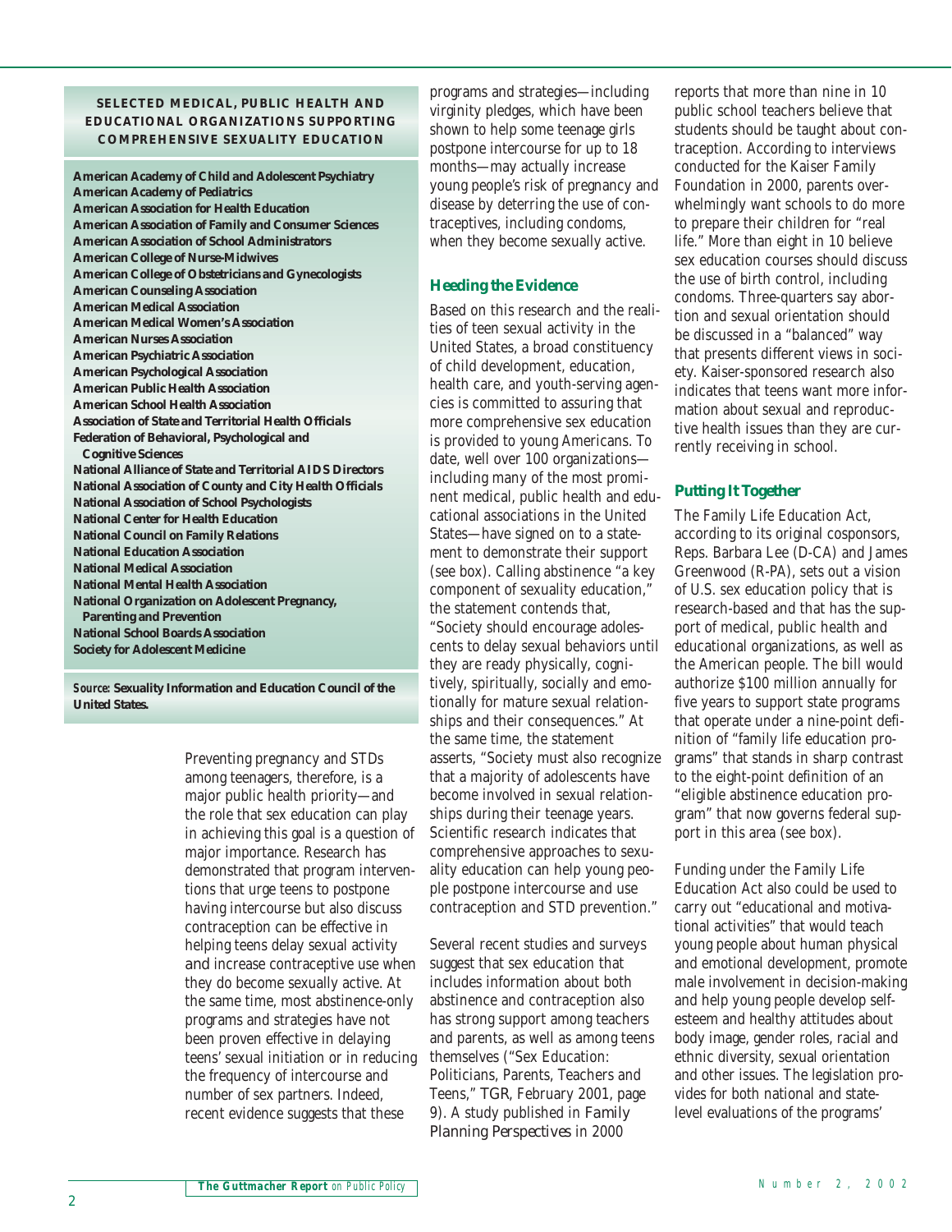**SELECTED MEDICAL, PUBLIC HEALTH AND EDUCATIONAL ORGANIZATIONS SUPPORTING COMPREHENSIVE SEXUALITY EDUCATION**

**American Academy of Child and Adolescent Psychiatry**
**American Academy of Pediatrics**
**American Association for Health Education**
**American Association of Family and Consumer Sciences**
**American Association of School Administrators**
**American College of Nurse-Midwives**
**American College of Obstetricians and Gynecologists**
**American Counseling Association**
**American Medical Association**
**American Medical Women's Association**
**American Nurses Association**
**American Psychiatric Association**
**American Psychological Association**
**American Public Health Association**
**American School Health Association**
**Association of State and Territorial Health Officials**
**Federation of Behavioral, Psychological and Cognitive Sciences**
**National Alliance of State and Territorial AIDS Directors**
**National Association of County and City Health Officials**
**National Association of School Psychologists**
**National Center for Health Education**
**National Council on Family Relations**
**National Education Association**
**National Medical Association**
**National Mental Health Association**
**National Organization on Adolescent Pregnancy, Parenting and Prevention**
**National School Boards Association**
**Society for Adolescent Medicine**

*Source:* **Sexuality Information and Education Council of the United States.**

Preventing pregnancy and STDs among teenagers, therefore, is a major public health priority—and the role that sex education can play in achieving this goal is a question of major importance. Research has demonstrated that program interventions that urge teens to postpone having intercourse but also discuss contraception can be effective in helping teens delay sexual activity and increase contraceptive use when they do become sexually active. At the same time, most abstinence-only programs and strategies have not been proven effective in delaying teens' sexual initiation or in reducing the frequency of intercourse and number of sex partners. Indeed, recent evidence suggests that these programs and strategies—including virginity pledges, which have been shown to help some teenage girls postpone intercourse for up to 18 months—may actually increase young people's risk of pregnancy and disease by deterring the use of contraceptives, including condoms, when they become sexually active.

## Heeding the Evidence

Based on this research and the realities of teen sexual activity in the United States, a broad constituency of child development, education, health care, and youth-serving agencies is committed to assuring that more comprehensive sex education is provided to young Americans. To date, well over 100 organizations—including many of the most prominent medical, public health and educational associations in the United States—have signed on to a statement to demonstrate their support (see box). Calling abstinence "a key component of sexuality education," the statement contends that, "Society should encourage adolescents to delay sexual behaviors until they are ready physically, cognitively, spiritually, socially and emotionally for mature sexual relationships and their consequences." At the same time, the statement asserts, "Society must also recognize that a majority of adolescents have become involved in sexual relationships during their teenage years. Scientific research indicates that comprehensive approaches to sexuality education can help young people postpone intercourse and use contraception and STD prevention."

Several recent studies and surveys suggest that sex education that includes information about both abstinence and contraception also has strong support among teachers and parents, as well as among teens themselves ("Sex Education: Politicians, Parents, Teachers and Teens," *TGR*, February 2001, page 9). A study published in *Family Planning Perspectives* in 2000 reports that more than nine in 10 public school teachers believe that students should be taught about contraception. According to interviews conducted for the Kaiser Family Foundation in 2000, parents overwhelmingly want schools to do more to prepare their children for "real life." More than eight in 10 believe sex education courses should discuss the use of birth control, including condoms. Three-quarters say abortion and sexual orientation should be discussed in a "balanced" way that presents different views in society. Kaiser-sponsored research also indicates that teens want more information about sexual and reproductive health issues than they are currently receiving in school.

## Putting It Together

The Family Life Education Act, according to its original cosponsors, Reps. Barbara Lee (D-CA) and James Greenwood (R-PA), sets out a vision of U.S. sex education policy that is research-based and that has the support of medical, public health and educational organizations, as well as the American people. The bill would authorize $100 million annually for five years to support state programs that operate under a nine-point definition of "family life education programs" that stands in sharp contrast to the eight-point definition of an "eligible abstinence education program" that now governs federal support in this area (see box).

Funding under the Family Life Education Act also could be used to carry out "educational and motivational activities" that would teach young people about human physical and emotional development, promote male involvement in decision-making and help young people develop self-esteem and healthy attitudes about body image, gender roles, racial and ethnic diversity, sexual orientation and other issues. The legislation provides for both national and state-level evaluations of the programs'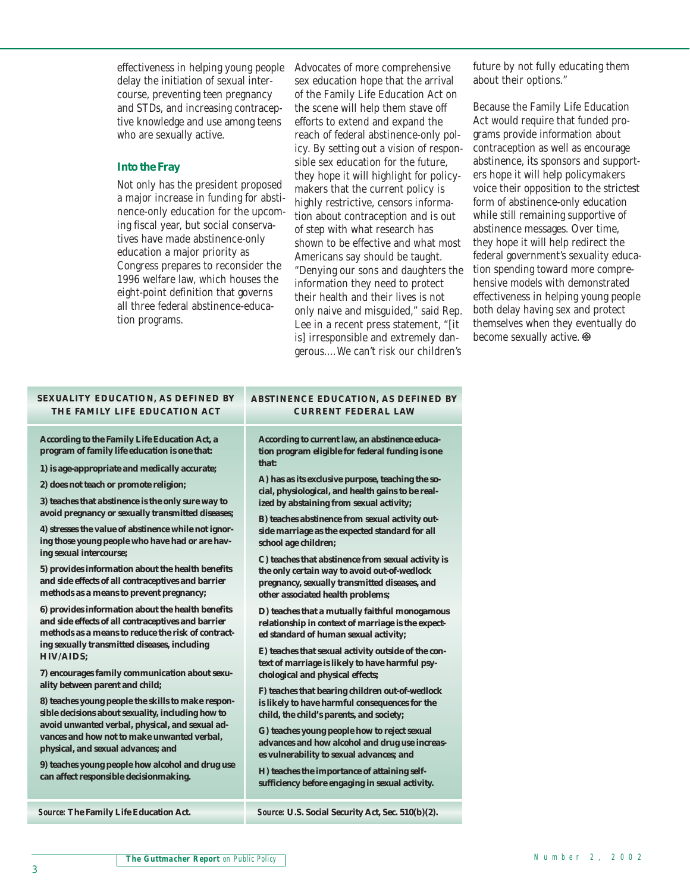effectiveness in helping young people delay the initiation of sexual intercourse, preventing teen pregnancy and STDs, and increasing contraceptive knowledge and use among teens who are sexually active.

### Into the Fray

Not only has the president proposed a major increase in funding for abstinence-only education for the upcoming fiscal year, but social conservatives have made abstinence-only education a major priority as Congress prepares to reconsider the 1996 welfare law, which houses the eight-point definition that governs all three federal abstinence-education programs.

Advocates of more comprehensive sex education hope that the arrival of the Family Life Education Act on the scene will help them stave off efforts to extend and expand the reach of federal abstinence-only policy. By setting out a vision of responsible sex education for the future, they hope it will highlight for policymakers that the current policy is highly restrictive, censors information about contraception and is out of step with what research has shown to be effective and what most Americans say should be taught. "Denying our sons and daughters the information they need to protect their health and their lives is not only naive and misguided," said Rep. Lee in a recent press statement, "[it is] irresponsible and extremely dangerous.…We can't risk our children's future by not fully educating them about their options."

Because the Family Life Education Act would require that funded programs provide information about contraception as well as encourage abstinence, its sponsors and supporters hope it will help policymakers voice their opposition to the strictest form of abstinence-only education while still remaining supportive of abstinence messages. Over time, they hope it will help redirect the federal government's sexuality education spending toward more comprehensive models with demonstrated effectiveness in helping young people both delay having sex and protect themselves when they eventually do become sexually active.

| SEXUALITY EDUCATION, AS DEFINED BY THE FAMILY LIFE EDUCATION ACT | ABSTINENCE EDUCATION, AS DEFINED BY CURRENT FEDERAL LAW |
|---|---|
| **According to the Family Life Education Act, a program of family life education is one that:** | **According to current law, an abstinence education program eligible for federal funding is one that:** |
| **1) is age-appropriate and medically accurate;** | **A) has as its exclusive purpose, teaching the social, physiological, and health gains to be realized by abstaining from sexual activity;** |
| **2) does not teach or promote religion;** | **B) teaches abstinence from sexual activity outside marriage as the expected standard for all school age children;** |
| **3) teaches that abstinence is the only sure way to avoid pregnancy or sexually transmitted diseases;** | **C) teaches that abstinence from sexual activity is the only certain way to avoid out-of-wedlock pregnancy, sexually transmitted diseases, and other associated health problems;** |
| **4) stresses the value of abstinence while not ignoring those young people who have had or are having sexual intercourse;** | **D) teaches that a mutually faithful monogamous relationship in context of marriage is the expected standard of human sexual activity;** |
| **5) provides information about the health benefits and side effects of all contraceptives and barrier methods as a means to prevent pregnancy;** | **E) teaches that sexual activity outside of the context of marriage is likely to have harmful psychological and physical effects;** |
| **6) provides information about the health benefits and side effects of all contraceptives and barrier methods as a means to reduce the risk of contracting sexually transmitted diseases, including HIV/AIDS;** | **F) teaches that bearing children out-of-wedlock is likely to have harmful consequences for the child, the child's parents, and society;** |
| **7) encourages family communication about sexuality between parent and child;** | **G) teaches young people how to reject sexual advances and how alcohol and drug use increases vulnerability to sexual advances; and** |
| **8) teaches young people the skills to make responsible decisions about sexuality, including how to avoid unwanted verbal, physical, and sexual advances and how not to make unwanted verbal, physical, and sexual advances; and** | **H) teaches the importance of attaining self-sufficiency before engaging in sexual activity.** |
| **9) teaches young people how alcohol and drug use can affect responsible decisionmaking.** | |
| *Source:* **The Family Life Education Act.** | *Source:* **U.S. Social Security Act, Sec. 510(b)(2).** |